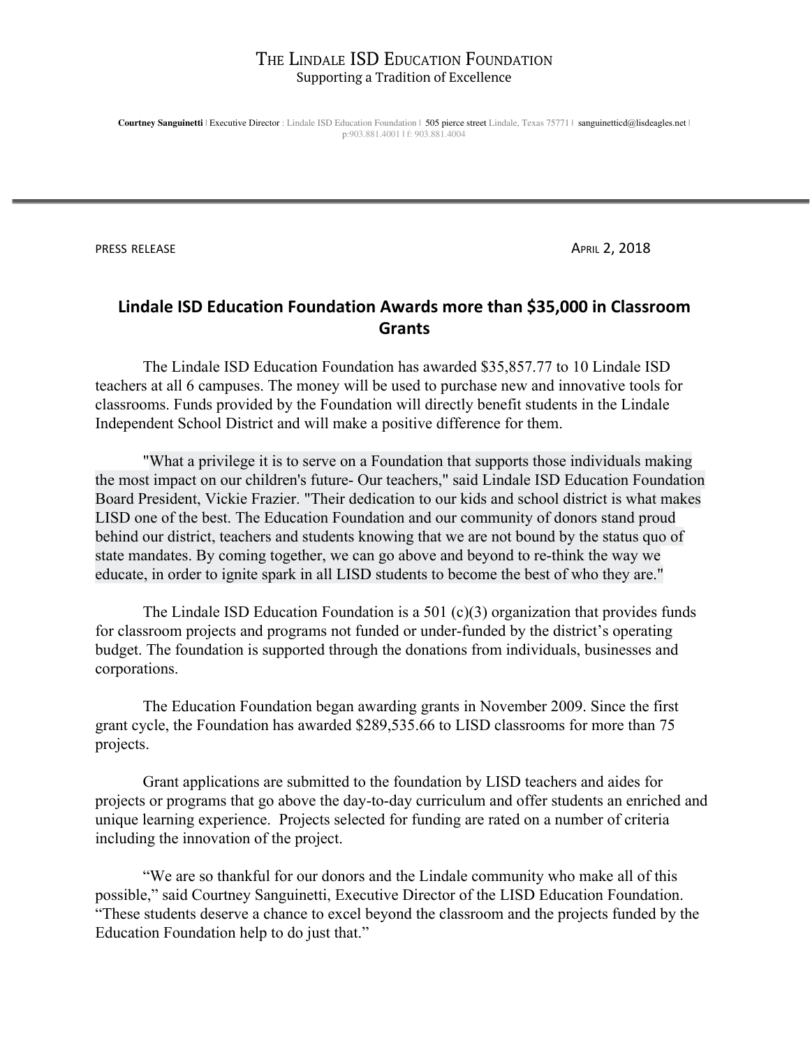# The Lindale ISD Education Foundation

Supporting a Tradition of Excellence

**Courtney Sanguinetti** | Executive Director : Lindale ISD Education Foundation | 505 pierce street Lindale, Texas 75771 | sanguinetticd@lisdeagles.net | p:903.881.4001 | f: 903.881.4004

---

PRESS RELEASE April 2, 2018

## Lindale ISD Education Foundation Awards more than $35,000 in Classroom Grants

The Lindale ISD Education Foundation has awarded $35,857.77 to 10 Lindale ISD teachers at all 6 campuses. The money will be used to purchase new and innovative tools for classrooms. Funds provided by the Foundation will directly benefit students in the Lindale Independent School District and will make a positive difference for them.

"What a privilege it is to serve on a Foundation that supports those individuals making the most impact on our children's future- Our teachers," said Lindale ISD Education Foundation Board President, Vickie Frazier. "Their dedication to our kids and school district is what makes LISD one of the best. The Education Foundation and our community of donors stand proud behind our district, teachers and students knowing that we are not bound by the status quo of state mandates. By coming together, we can go above and beyond to re-think the way we educate, in order to ignite spark in all LISD students to become the best of who they are."

The Lindale ISD Education Foundation is a 501 (c)(3) organization that provides funds for classroom projects and programs not funded or under-funded by the district's operating budget. The foundation is supported through the donations from individuals, businesses and corporations.

The Education Foundation began awarding grants in November 2009. Since the first grant cycle, the Foundation has awarded $289,535.66 to LISD classrooms for more than 75 projects.

Grant applications are submitted to the foundation by LISD teachers and aides for projects or programs that go above the day-to-day curriculum and offer students an enriched and unique learning experience. Projects selected for funding are rated on a number of criteria including the innovation of the project.

"We are so thankful for our donors and the Lindale community who make all of this possible," said Courtney Sanguinetti, Executive Director of the LISD Education Foundation. "These students deserve a chance to excel beyond the classroom and the projects funded by the Education Foundation help to do just that."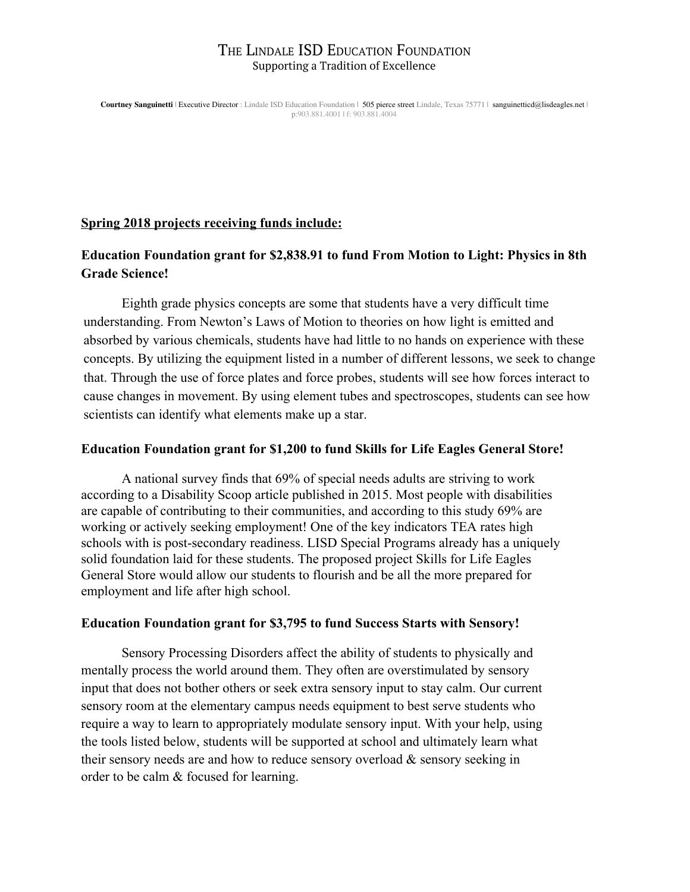# THE LINDALE ISD EDUCATION FOUNDATION

Supporting a Tradition of Excellence

**Courtney Sanguinetti** | Executive Director : Lindale ISD Education Foundation | 505 pierce street Lindale, Texas 75771 | sanguinetticd@lisdeagles.net | p:903.881.4001 | f: 903.881.4004

**Spring 2018 projects receiving funds include:**

### Education Foundation grant for $2,838.91 to fund From Motion to Light: Physics in 8th Grade Science!

Eighth grade physics concepts are some that students have a very difficult time understanding. From Newton's Laws of Motion to theories on how light is emitted and absorbed by various chemicals, students have had little to no hands on experience with these concepts. By utilizing the equipment listed in a number of different lessons, we seek to change that. Through the use of force plates and force probes, students will see how forces interact to cause changes in movement. By using element tubes and spectroscopes, students can see how scientists can identify what elements make up a star.

### Education Foundation grant for $1,200 to fund Skills for Life Eagles General Store!

A national survey finds that 69% of special needs adults are striving to work according to a Disability Scoop article published in 2015. Most people with disabilities are capable of contributing to their communities, and according to this study 69% are working or actively seeking employment! One of the key indicators TEA rates high schools with is post-secondary readiness. LISD Special Programs already has a uniquely solid foundation laid for these students. The proposed project Skills for Life Eagles General Store would allow our students to flourish and be all the more prepared for employment and life after high school.

### Education Foundation grant for $3,795 to fund Success Starts with Sensory!

Sensory Processing Disorders affect the ability of students to physically and mentally process the world around them. They often are overstimulated by sensory input that does not bother others or seek extra sensory input to stay calm. Our current sensory room at the elementary campus needs equipment to best serve students who require a way to learn to appropriately modulate sensory input. With your help, using the tools listed below, students will be supported at school and ultimately learn what their sensory needs are and how to reduce sensory overload & sensory seeking in order to be calm & focused for learning.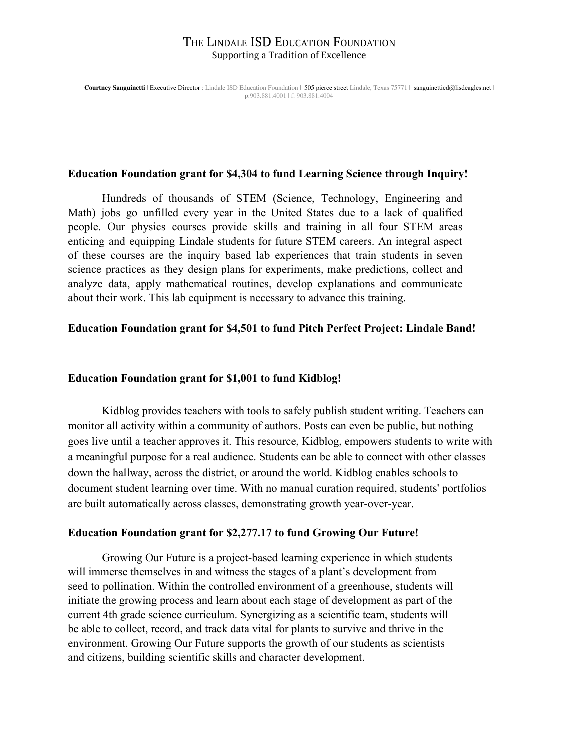# The Lindale ISD Education Foundation

Supporting a Tradition of Excellence

**Courtney Sanguinetti** | Executive Director : Lindale ISD Education Foundation | 505 pierce street Lindale, Texas 75771 | sanguinetticd@lisdeagles.net | p:903.881.4001 | f: 903.881.4004

**Education Foundation grant for $4,304 to fund Learning Science through Inquiry!**

Hundreds of thousands of STEM (Science, Technology, Engineering and Math) jobs go unfilled every year in the United States due to a lack of qualified people. Our physics courses provide skills and training in all four STEM areas enticing and equipping Lindale students for future STEM careers. An integral aspect of these courses are the inquiry based lab experiences that train students in seven science practices as they design plans for experiments, make predictions, collect and analyze data, apply mathematical routines, develop explanations and communicate about their work. This lab equipment is necessary to advance this training.

**Education Foundation grant for $4,501 to fund Pitch Perfect Project: Lindale Band!**

**Education Foundation grant for $1,001 to fund Kidblog!**

Kidblog provides teachers with tools to safely publish student writing. Teachers can monitor all activity within a community of authors. Posts can even be public, but nothing goes live until a teacher approves it. This resource, Kidblog, empowers students to write with a meaningful purpose for a real audience. Students can be able to connect with other classes down the hallway, across the district, or around the world. Kidblog enables schools to document student learning over time. With no manual curation required, students' portfolios are built automatically across classes, demonstrating growth year-over-year.

**Education Foundation grant for $2,277.17 to fund Growing Our Future!**

Growing Our Future is a project-based learning experience in which students will immerse themselves in and witness the stages of a plant's development from seed to pollination. Within the controlled environment of a greenhouse, students will initiate the growing process and learn about each stage of development as part of the current 4th grade science curriculum. Synergizing as a scientific team, students will be able to collect, record, and track data vital for plants to survive and thrive in the environment. Growing Our Future supports the growth of our students as scientists and citizens, building scientific skills and character development.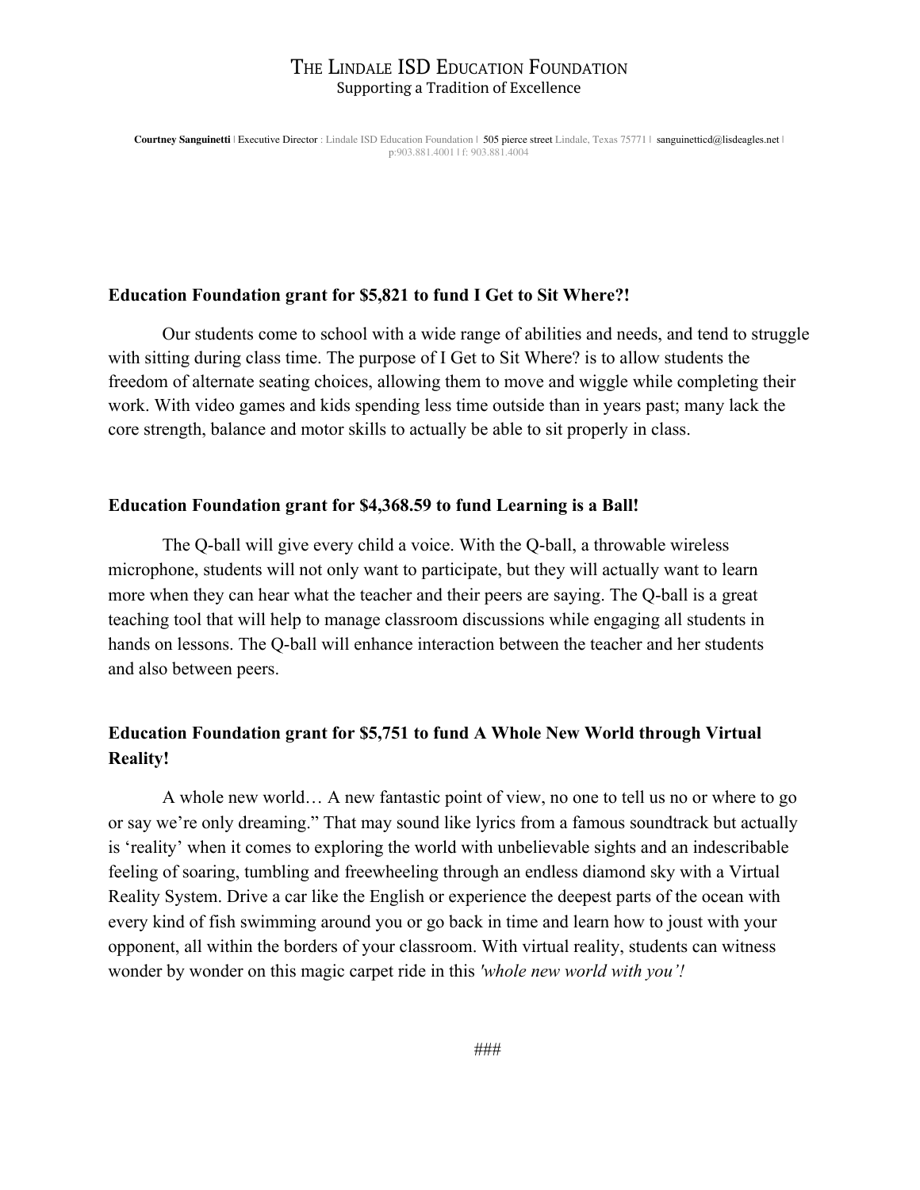# The Lindale ISD Education Foundation

Supporting a Tradition of Excellence

**Courtney Sanguinetti** | Executive Director : Lindale ISD Education Foundation | 505 pierce street Lindale, Texas 75771 | sanguinetticd@lisdeagles.net | p:903.881.4001 | f: 903.881.4004

**Education Foundation grant for $5,821 to fund I Get to Sit Where?!**

Our students come to school with a wide range of abilities and needs, and tend to struggle with sitting during class time. The purpose of I Get to Sit Where? is to allow students the freedom of alternate seating choices, allowing them to move and wiggle while completing their work. With video games and kids spending less time outside than in years past; many lack the core strength, balance and motor skills to actually be able to sit properly in class.

**Education Foundation grant for $4,368.59 to fund Learning is a Ball!**

The Q-ball will give every child a voice. With the Q-ball, a throwable wireless microphone, students will not only want to participate, but they will actually want to learn more when they can hear what the teacher and their peers are saying. The Q-ball is a great teaching tool that will help to manage classroom discussions while engaging all students in hands on lessons. The Q-ball will enhance interaction between the teacher and her students and also between peers.

**Education Foundation grant for $5,751 to fund A Whole New World through Virtual Reality!**

A whole new world… A new fantastic point of view, no one to tell us no or where to go or say we're only dreaming." That may sound like lyrics from a famous soundtrack but actually is 'reality' when it comes to exploring the world with unbelievable sights and an indescribable feeling of soaring, tumbling and freewheeling through an endless diamond sky with a Virtual Reality System. Drive a car like the English or experience the deepest parts of the ocean with every kind of fish swimming around you or go back in time and learn how to joust with your opponent, all within the borders of your classroom. With virtual reality, students can witness wonder by wonder on this magic carpet ride in this *'whole new world with you'!*

###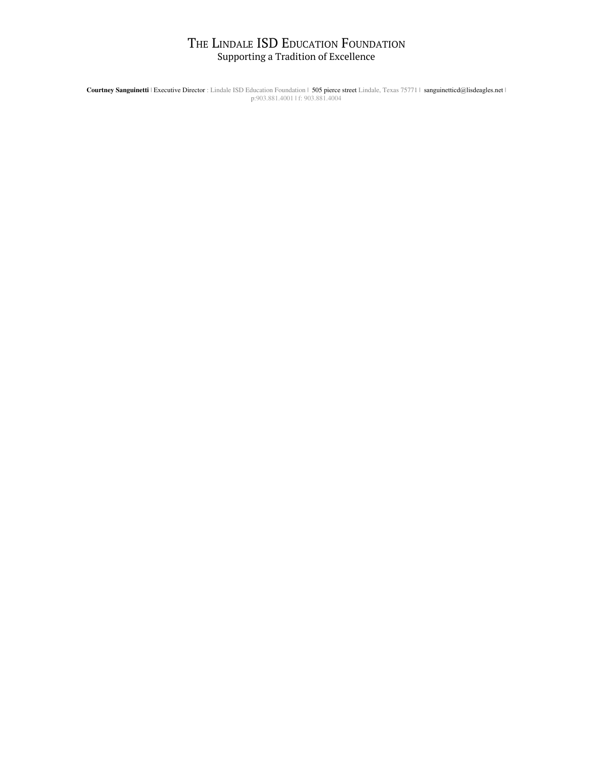# The Lindale ISD Education Foundation

Supporting a Tradition of Excellence

**Courtney Sanguinetti** | Executive Director : Lindale ISD Education Foundation | 505 pierce street Lindale, Texas 75771 | sanguinetticd@lisdeagles.net | p:903.881.4001 | f: 903.881.4004